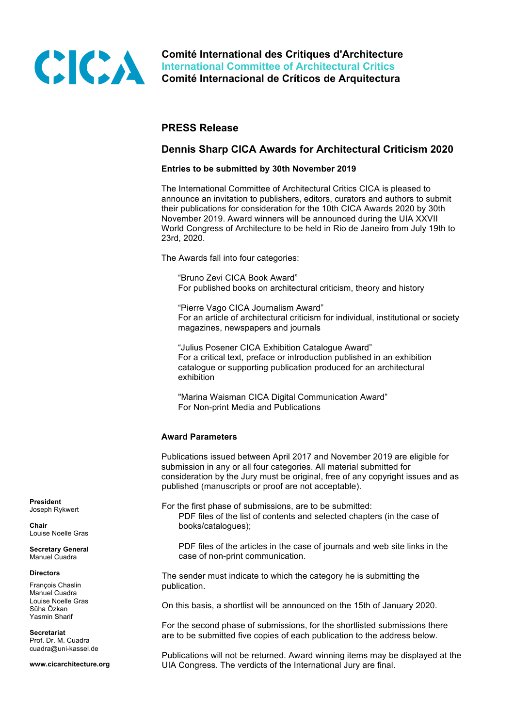**CICA**

**Comité International des Critiques d'Architecture**
**International Committee of Architectural Critics**
**Comité Internacional de Críticos de Arquitectura**

## PRESS Release

## Dennis Sharp CICA Awards for Architectural Criticism 2020

**Entries to be submitted by 30th November 2019**

The International Committee of Architectural Critics CICA is pleased to announce an invitation to publishers, editors, curators and authors to submit their publications for consideration for the 10th CICA Awards 2020 by 30th November 2019. Award winners will be announced during the UIA XXVII World Congress of Architecture to be held in Rio de Janeiro from July 19th to 23rd, 2020.

The Awards fall into four categories:

"Bruno Zevi CICA Book Award"
For published books on architectural criticism, theory and history

"Pierre Vago CICA Journalism Award"
For an article of architectural criticism for individual, institutional or society magazines, newspapers and journals

"Julius Posener CICA Exhibition Catalogue Award"
For a critical text, preface or introduction published in an exhibition catalogue or supporting publication produced for an architectural exhibition

"Marina Waisman CICA Digital Communication Award"
For Non-print Media and Publications

### Award Parameters

Publications issued between April 2017 and November 2019 are eligible for submission in any or all four categories. All material submitted for consideration by the Jury must be original, free of any copyright issues and as published (manuscripts or proof are not acceptable).

For the first phase of submissions, are to be submitted:

PDF files of the list of contents and selected chapters (in the case of books/catalogues);

PDF files of the articles in the case of journals and web site links in the case of non-print communication.

The sender must indicate to which the category he is submitting the publication.

On this basis, a shortlist will be announced on the 15th of January 2020.

For the second phase of submissions, for the shortlisted submissions there are to be submitted five copies of each publication to the address below.

Publications will not be returned. Award winning items may be displayed at the UIA Congress. The verdicts of the International Jury are final.

**President**
Joseph Rykwert

**Chair**
Louise Noelle Gras

**Secretary General**
Manuel Cuadra

**Directors**

François Chaslin
Manuel Cuadra
Louise Noelle Gras
Süha Özkan
Yasmin Sharif

**Secretariat**
Prof. Dr. M. Cuadra
cuadra@uni-kassel.de

**www.cicarchitecture.org**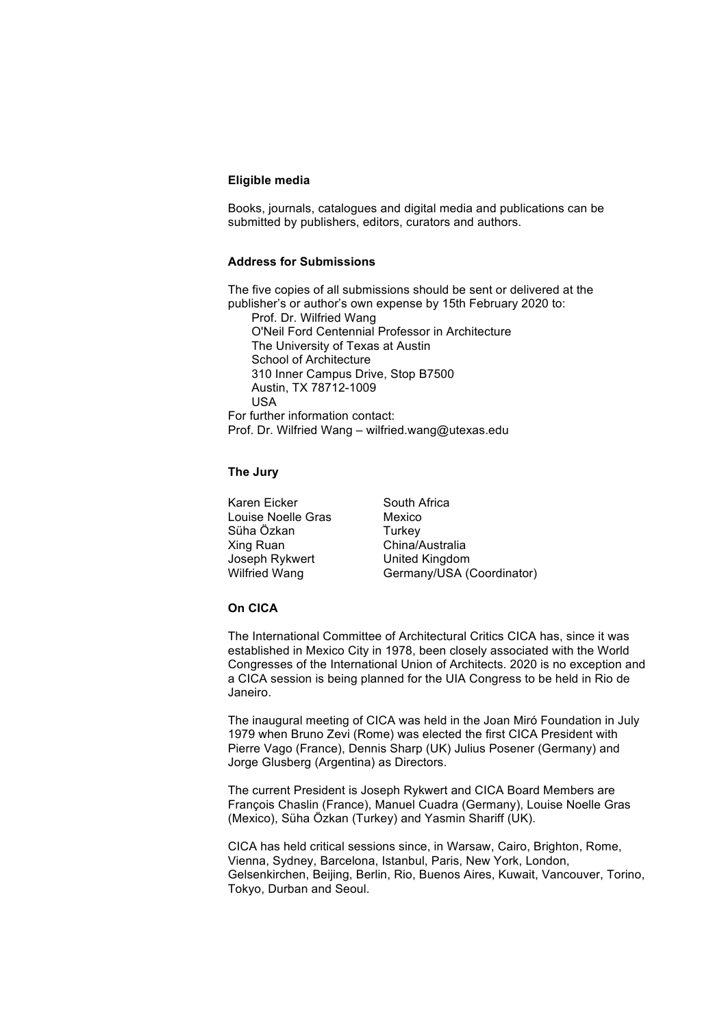### Eligible media

Books, journals, catalogues and digital media and publications can be submitted by publishers, editors, curators and authors.

### Address for Submissions

The five copies of all submissions should be sent or delivered at the publisher's or author's own expense by 15th February 2020 to:

Prof. Dr. Wilfried Wang  
O'Neil Ford Centennial Professor in Architecture  
The University of Texas at Austin  
School of Architecture  
310 Inner Campus Drive, Stop B7500  
Austin, TX 78712-1009  
USA

For further information contact:  
Prof. Dr. Wilfried Wang – wilfried.wang@utexas.edu

### The Jury

| | |
|---|---|
| Karen Eicker | South Africa |
| Louise Noelle Gras | Mexico |
| Süha Özkan | Turkey |
| Xing Ruan | China/Australia |
| Joseph Rykwert | United Kingdom |
| Wilfried Wang | Germany/USA (Coordinator) |

### On CICA

The International Committee of Architectural Critics CICA has, since it was established in Mexico City in 1978, been closely associated with the World Congresses of the International Union of Architects. 2020 is no exception and a CICA session is being planned for the UIA Congress to be held in Rio de Janeiro.

The inaugural meeting of CICA was held in the Joan Miró Foundation in July 1979 when Bruno Zevi (Rome) was elected the first CICA President with Pierre Vago (France), Dennis Sharp (UK) Julius Posener (Germany) and Jorge Glusberg (Argentina) as Directors.

The current President is Joseph Rykwert and CICA Board Members are François Chaslin (France), Manuel Cuadra (Germany), Louise Noelle Gras (Mexico), Süha Özkan (Turkey) and Yasmin Shariff (UK).

CICA has held critical sessions since, in Warsaw, Cairo, Brighton, Rome, Vienna, Sydney, Barcelona, Istanbul, Paris, New York, London, Gelsenkirchen, Beijing, Berlin, Rio, Buenos Aires, Kuwait, Vancouver, Torino, Tokyo, Durban and Seoul.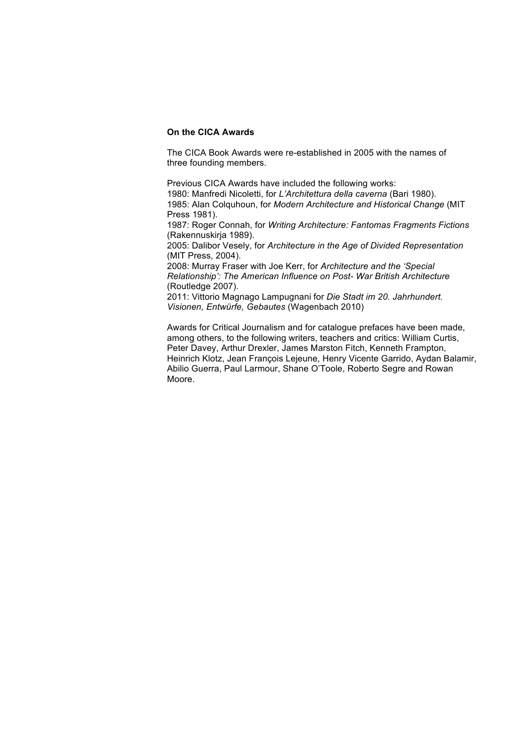**On the CICA Awards**

The CICA Book Awards were re-established in 2005 with the names of three founding members.

Previous CICA Awards have included the following works:
1980: Manfredi Nicoletti, for *L'Architettura della caverna* (Bari 1980).
1985: Alan Colquhoun, for *Modern Architecture and Historical Change* (MIT Press 1981).
1987: Roger Connah, for *Writing Architecture: Fantomas Fragments Fictions* (Rakennuskirja 1989).
2005: Dalibor Vesely, for *Architecture in the Age of Divided Representation* (MIT Press, 2004).
2008: Murray Fraser with Joe Kerr, for *Architecture and the 'Special Relationship': The American Influence on Post- War British Architecture* (Routledge 2007).
2011: Vittorio Magnago Lampugnani for *Die Stadt im 20. Jahrhundert. Visionen, Entwürfe, Gebautes* (Wagenbach 2010)

Awards for Critical Journalism and for catalogue prefaces have been made, among others, to the following writers, teachers and critics: William Curtis, Peter Davey, Arthur Drexler, James Marston Fitch, Kenneth Frampton, Heinrich Klotz, Jean François Lejeune, Henry Vicente Garrido, Aydan Balamir, Abilio Guerra, Paul Larmour, Shane O'Toole, Roberto Segre and Rowan Moore.